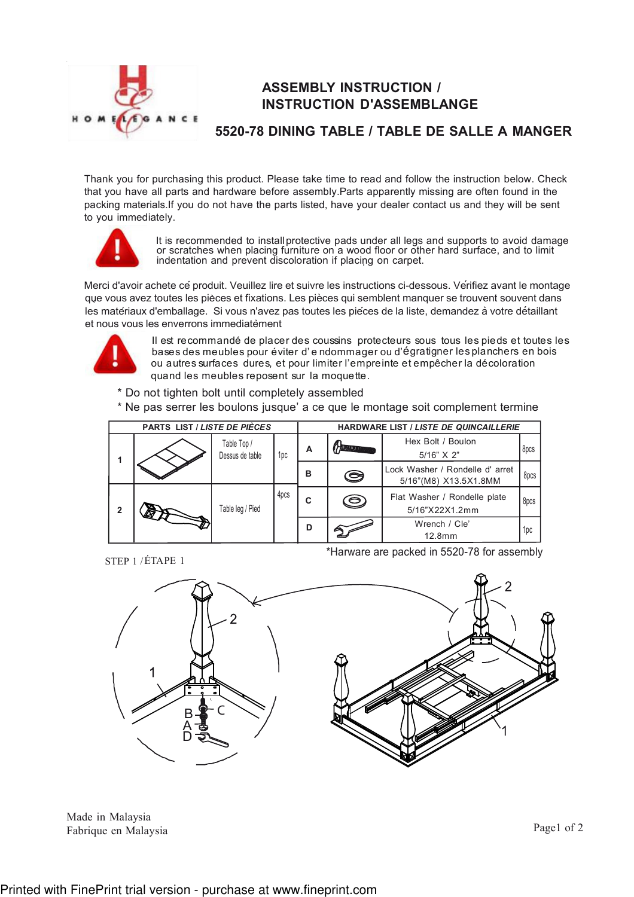# ASSEMBLY INSTRUCTION / INSTRUCTION D'ASSEMBLANGE

## 5520-78 DINING TABLE / TABLE DE SALLE A MANGER

Thank you for purchasing this product. Please take time to read and follow the instruction below. Check that you have all parts and hardware before assembly.Parts apparently missing are often found in the packing materials.If you do not have the parts listed, have your dealer contact us and they will be sent to you immediately.

It is recommended to install protective pads under all legs and supports to avoid damage or scratches when placing furniture on a wood floor or other hard surface, and to limit indentation and prevent discoloration if placing on carpet.

Merci d'avoir achete cé produit. Veuillez lire et suivre les instructions ci-dessous. Vérifiez avant le montage que vous avez toutes les pièces et fixations. Les pièces qui semblent manquer se trouvent souvent dans les matériaux d'emballage. Si vous n'avez pas toutes les piéces de la liste, demandez à votre détaillant et nous vous les enverrons immediatèment

Il est recommandé de placer des coussins protecteurs sous tous les pieds et toutes les bases des meubles pour éviter d'endommager ou d'égratigner les planchers en bois ou autres surfaces dures, et pour limiter l'empreinte et empêcher la décoloration quand les meubles reposent sur la moquette.

* Do not tighten bolt until completely assembled
* Ne pas serrer les boulons jusque' a ce que le montage soit complement termine

| PARTS LIST / *LISTE DE PIÈCES* | | | | HARDWARE LIST / *LISTE DE QUINCAILLERIE* | | | |
|---|---|---|---|---|---|---|---|
| 1 | | Table Top / Dessus de table | 1pc | A | | Hex Bolt / Boulon 5/16" X 2" | 8pcs |
| | | | | B | | Lock Washer / Rondelle d' arret 5/16"(M8) X13.5X1.8MM | 8pcs |
| 2 | | Table leg / Pied | 4pcs | C | | Flat Washer / Rondelle plate 5/16"X22X1.2mm | 8pcs |
| | | | | D | | Wrench / Cle' 12.8mm | 1pc |

*Harware are packed in 5520-78 for assembly

STEP 1 / ÉTAPE 1

Made in Malaysia
Fabrique en Malaysia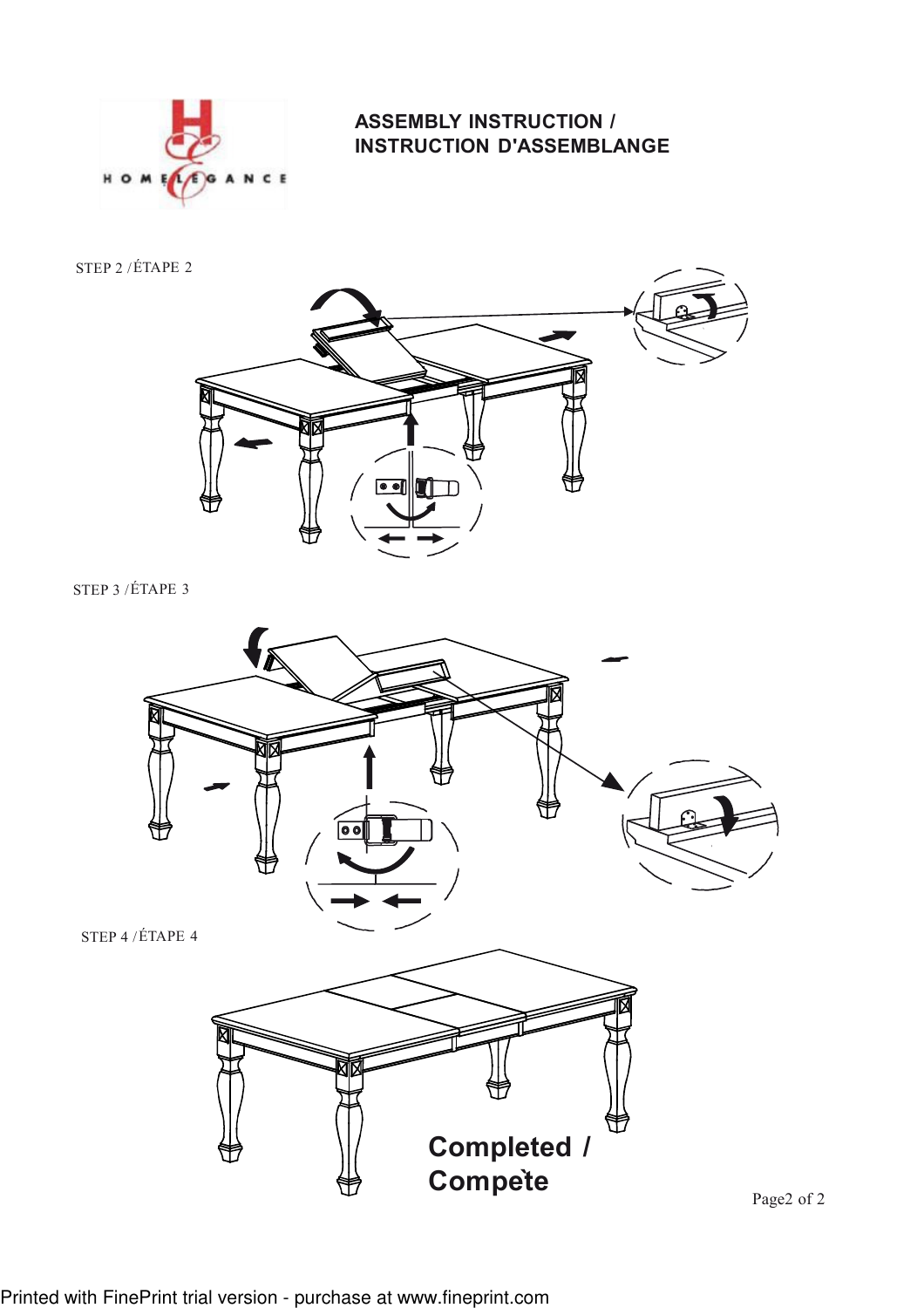# ASSEMBLY INSTRUCTION / INSTRUCTION D'ASSEMBLANGE

STEP 2 / ÉTAPE 2

STEP 3 / ÉTAPE 3

STEP 4 / ÉTAPE 4

**Completed / Compete**

Printed with FinePrint trial version - purchase at www.fineprint.com